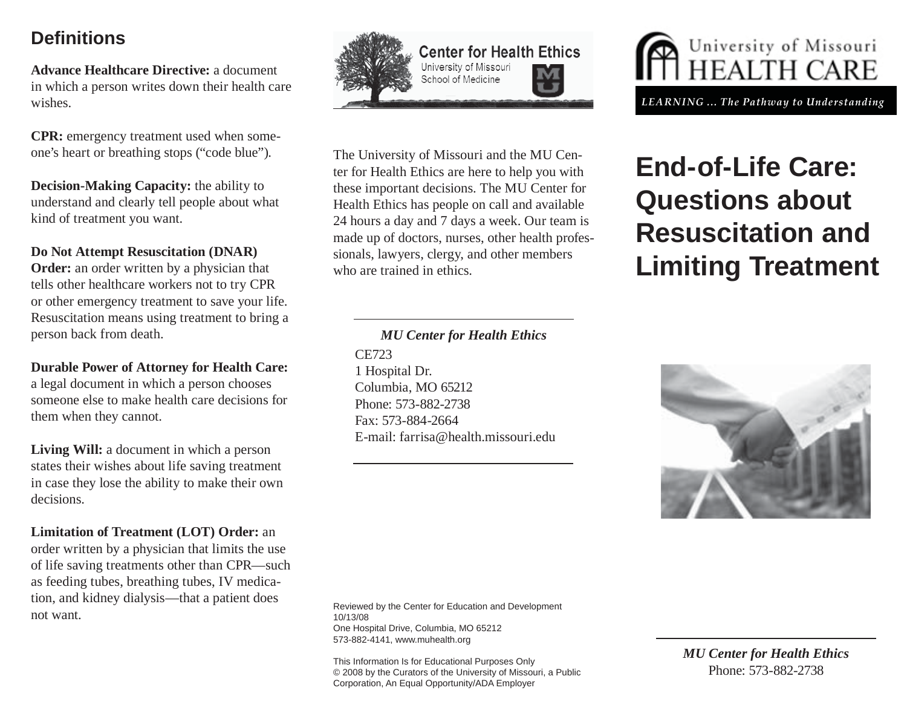## Definitions

**Advance Healthcare Directive:** a document in which a person writes down their health care wishes.

**CPR:** emergency treatment used when someone's heart or breathing stops ("code blue").

**Decision-Making Capacity:** the ability to understand and clearly tell people about what kind of treatment you want.

**Do Not Attempt Resuscitation (DNAR) Order:** an order written by a physician that tells other healthcare workers not to try CPR or other emergency treatment to save your life. Resuscitation means using treatment to bring a person back from death.

**Durable Power of Attorney for Health Care:** a legal document in which a person chooses someone else to make health care decisions for them when they cannot.

**Living Will:** a document in which a person states their wishes about life saving treatment in case they lose the ability to make their own decisions.

**Limitation of Treatment (LOT) Order:** an order written by a physician that limits the use of life saving treatments other than CPR—such as feeding tubes, breathing tubes, IV medication, and kidney dialysis—that a patient does not want.

Center for Health Ethics
University of Missouri
School of Medicine

The University of Missouri and the MU Center for Health Ethics are here to help you with these important decisions. The MU Center for Health Ethics has people on call and available 24 hours a day and 7 days a week. Our team is made up of doctors, nurses, other health professionals, lawyers, clergy, and other members who are trained in ethics.

***MU Center for Health Ethics***

CE723
1 Hospital Dr.
Columbia, MO 65212
Phone: 573-882-2738
Fax: 573-884-2664
E-mail: farrisa@health.missouri.edu

Reviewed by the Center for Education and Development
10/13/08
One Hospital Drive, Columbia, MO 65212
573-882-4141, www.muhealth.org

This Information Is for Educational Purposes Only
© 2008 by the Curators of the University of Missouri, a Public Corporation, An Equal Opportunity/ADA Employer

University of Missouri HEALTH CARE

*LEARNING ... The Pathway to Understanding*

# End-of-Life Care: Questions about Resuscitation and Limiting Treatment

***MU Center for Health Ethics***
Phone: 573-882-2738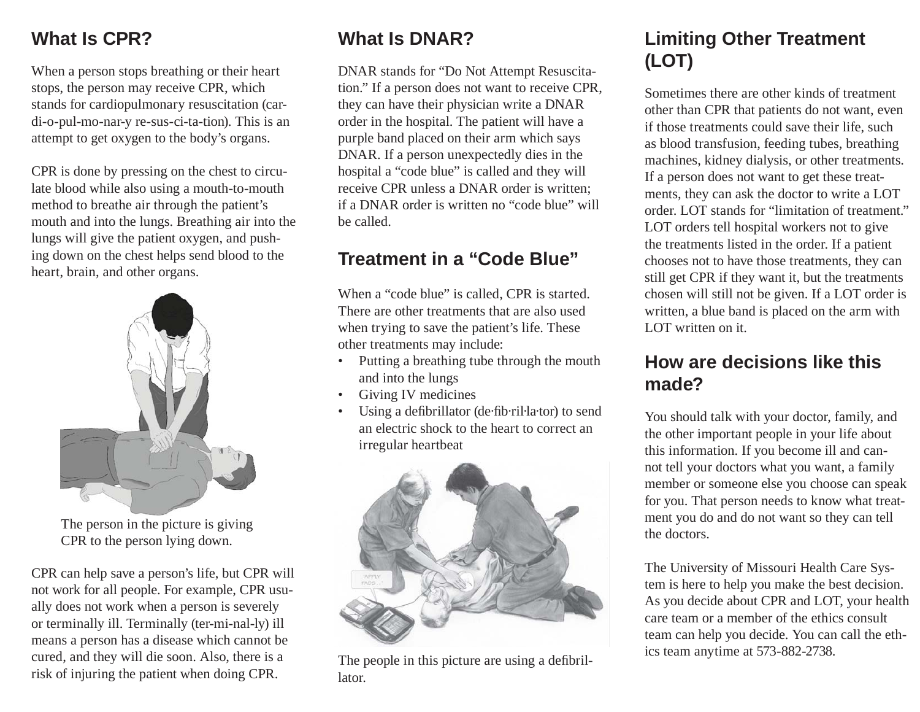## What Is CPR?

When a person stops breathing or their heart stops, the person may receive CPR, which stands for cardiopulmonary resuscitation (car-di-o-pul-mo-nar-y re-sus-ci-ta-tion). This is an attempt to get oxygen to the body's organs.

CPR is done by pressing on the chest to circulate blood while also using a mouth-to-mouth method to breathe air through the patient's mouth and into the lungs. Breathing air into the lungs will give the patient oxygen, and pushing down on the chest helps send blood to the heart, brain, and other organs.

The person in the picture is giving CPR to the person lying down.

CPR can help save a person's life, but CPR will not work for all people. For example, CPR usually does not work when a person is severely or terminally ill. Terminally (ter-mi-nal-ly) ill means a person has a disease which cannot be cured, and they will die soon. Also, there is a risk of injuring the patient when doing CPR.

## What Is DNAR?

DNAR stands for "Do Not Attempt Resuscitation." If a person does not want to receive CPR, they can have their physician write a DNAR order in the hospital. The patient will have a purple band placed on their arm which says DNAR. If a person unexpectedly dies in the hospital a "code blue" is called and they will receive CPR unless a DNAR order is written; if a DNAR order is written no "code blue" will be called.

## Treatment in a "Code Blue"

When a "code blue" is called, CPR is started. There are other treatments that are also used when trying to save the patient's life. These other treatments may include:

- Putting a breathing tube through the mouth and into the lungs
- Giving IV medicines
- Using a defibrillator (de·fib·ril·la·tor) to send an electric shock to the heart to correct an irregular heartbeat

The people in this picture are using a defibrillator.

## Limiting Other Treatment (LOT)

Sometimes there are other kinds of treatment other than CPR that patients do not want, even if those treatments could save their life, such as blood transfusion, feeding tubes, breathing machines, kidney dialysis, or other treatments. If a person does not want to get these treatments, they can ask the doctor to write a LOT order. LOT stands for "limitation of treatment." LOT orders tell hospital workers not to give the treatments listed in the order. If a patient chooses not to have those treatments, they can still get CPR if they want it, but the treatments chosen will still not be given. If a LOT order is written, a blue band is placed on the arm with LOT written on it.

## How are decisions like this made?

You should talk with your doctor, family, and the other important people in your life about this information. If you become ill and cannot tell your doctors what you want, a family member or someone else you choose can speak for you. That person needs to know what treatment you do and do not want so they can tell the doctors.

The University of Missouri Health Care System is here to help you make the best decision. As you decide about CPR and LOT, your health care team or a member of the ethics consult team can help you decide. You can call the ethics team anytime at 573-882-2738.